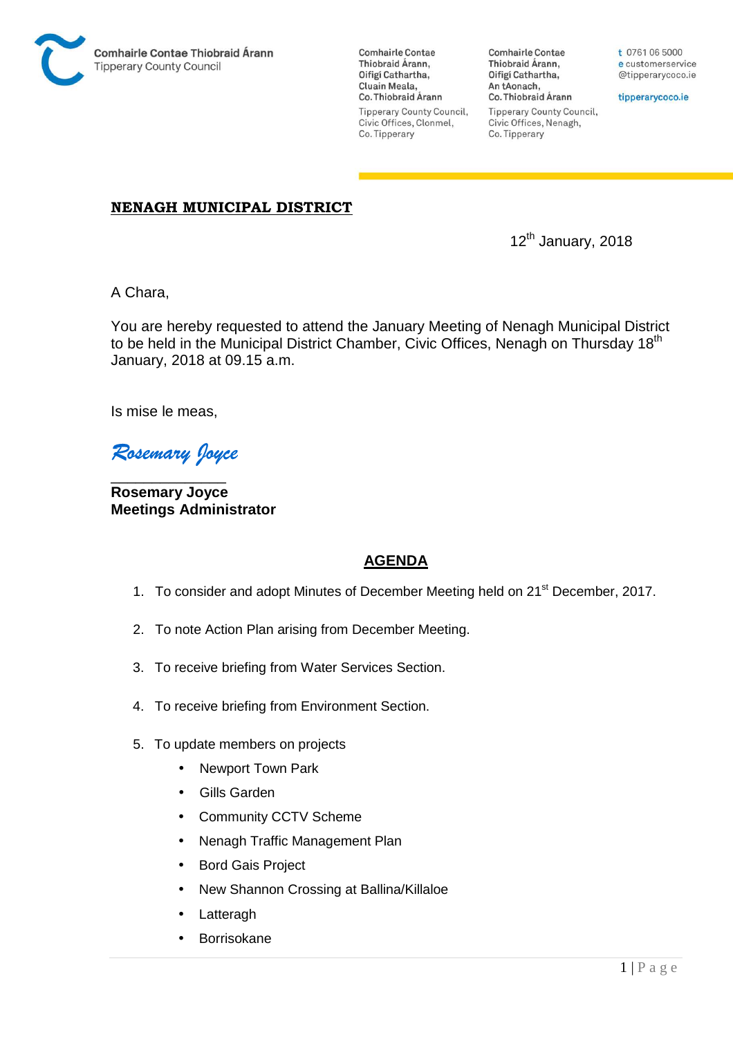**Comhairle Contae Thiobraid Árann**
Tipperary County Council

Comhairle Contae Thiobraid Árann,
Oifigí Cathartha,
Cluain Meala,
Co. Thiobraid Árann

Tipperary County Council,
Civic Offices, Clonmel,
Co. Tipperary

Comhairle Contae Thiobraid Árann,
Oifigí Cathartha,
An tAonach,
Co. Thiobraid Árann

Tipperary County Council,
Civic Offices, Nenagh,
Co. Tipperary

t 0761 06 5000
e customerservice@tipperarycoco.ie

tipperarycoco.ie

# NENAGH MUNICIPAL DISTRICT

12th January, 2018

A Chara,

You are hereby requested to attend the January Meeting of Nenagh Municipal District to be held in the Municipal District Chamber, Civic Offices, Nenagh on Thursday 18th January, 2018 at 09.15 a.m.

Is mise le meas,

*Rosemary Joyce*

**Rosemary Joyce**
**Meetings Administrator**

## AGENDA

1. To consider and adopt Minutes of December Meeting held on 21st December, 2017.

2. To note Action Plan arising from December Meeting.

3. To receive briefing from Water Services Section.

4. To receive briefing from Environment Section.

5. To update members on projects
   - Newport Town Park
   - Gills Garden
   - Community CCTV Scheme
   - Nenagh Traffic Management Plan
   - Bord Gais Project
   - New Shannon Crossing at Ballina/Killaloe
   - Latteragh
   - Borrisokane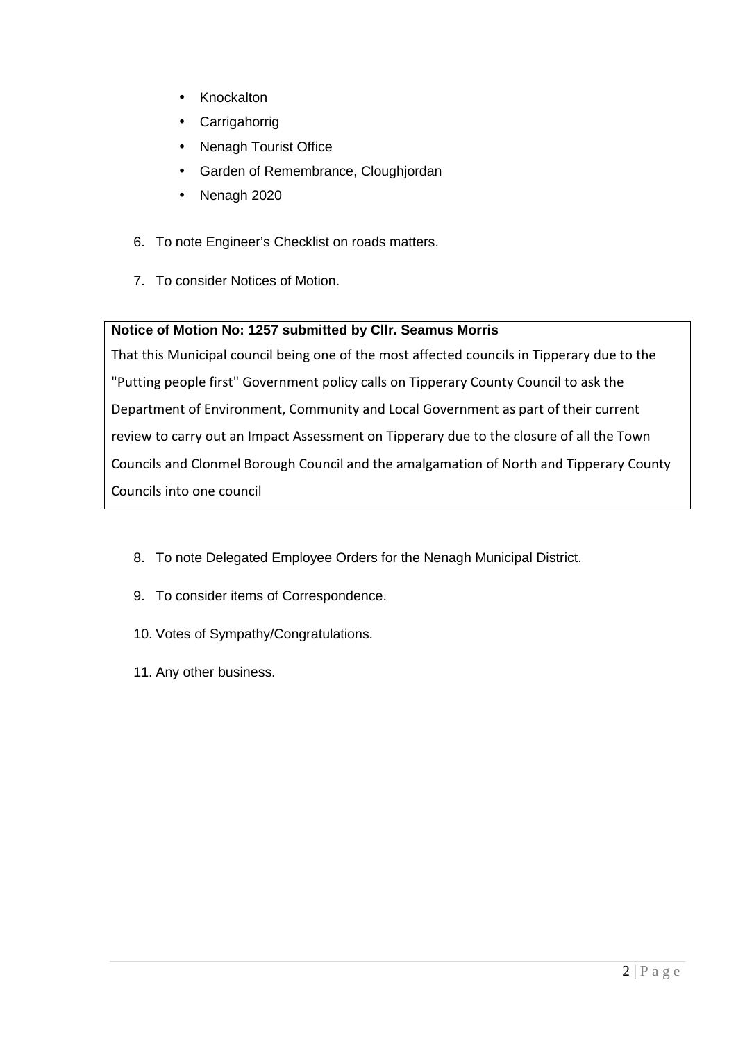- Knockalton
- Carrigahorrig
- Nenagh Tourist Office
- Garden of Remembrance, Cloughjordan
- Nenagh 2020

6. To note Engineer's Checklist on roads matters.

7. To consider Notices of Motion.

**Notice of Motion No: 1257 submitted by Cllr. Seamus Morris**

That this Municipal council being one of the most affected councils in Tipperary due to the "Putting people first" Government policy calls on Tipperary County Council to ask the Department of Environment, Community and Local Government as part of their current review to carry out an Impact Assessment on Tipperary due to the closure of all the Town Councils and Clonmel Borough Council and the amalgamation of North and Tipperary County Councils into one council

8. To note Delegated Employee Orders for the Nenagh Municipal District.

9. To consider items of Correspondence.

10. Votes of Sympathy/Congratulations.

11. Any other business.